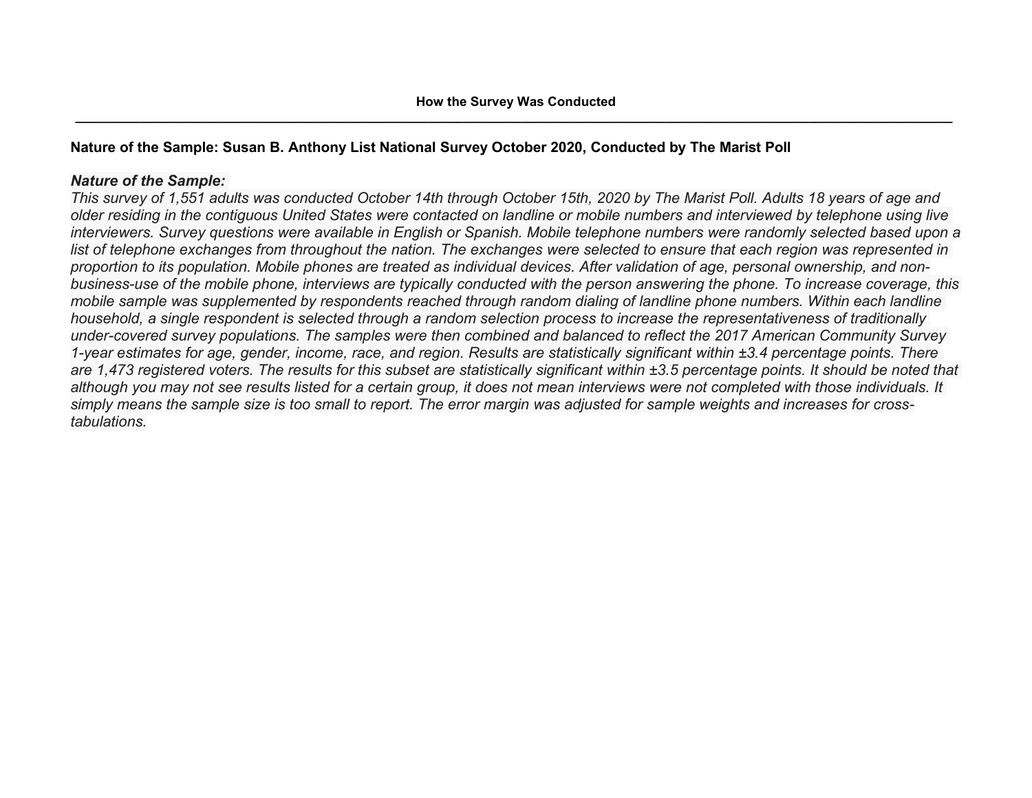### How the Survey Was Conducted

---

**Nature of the Sample: Susan B. Anthony List National Survey October 2020, Conducted by The Marist Poll**

***Nature of the Sample:***

*This survey of 1,551 adults was conducted October 14th through October 15th, 2020 by The Marist Poll. Adults 18 years of age and older residing in the contiguous United States were contacted on landline or mobile numbers and interviewed by telephone using live interviewers. Survey questions were available in English or Spanish. Mobile telephone numbers were randomly selected based upon a list of telephone exchanges from throughout the nation. The exchanges were selected to ensure that each region was represented in proportion to its population. Mobile phones are treated as individual devices. After validation of age, personal ownership, and non-business-use of the mobile phone, interviews are typically conducted with the person answering the phone. To increase coverage, this mobile sample was supplemented by respondents reached through random dialing of landline phone numbers. Within each landline household, a single respondent is selected through a random selection process to increase the representativeness of traditionally under-covered survey populations. The samples were then combined and balanced to reflect the 2017 American Community Survey 1-year estimates for age, gender, income, race, and region. Results are statistically significant within ±3.4 percentage points. There are 1,473 registered voters. The results for this subset are statistically significant within ±3.5 percentage points. It should be noted that although you may not see results listed for a certain group, it does not mean interviews were not completed with those individuals. It simply means the sample size is too small to report. The error margin was adjusted for sample weights and increases for cross-tabulations.*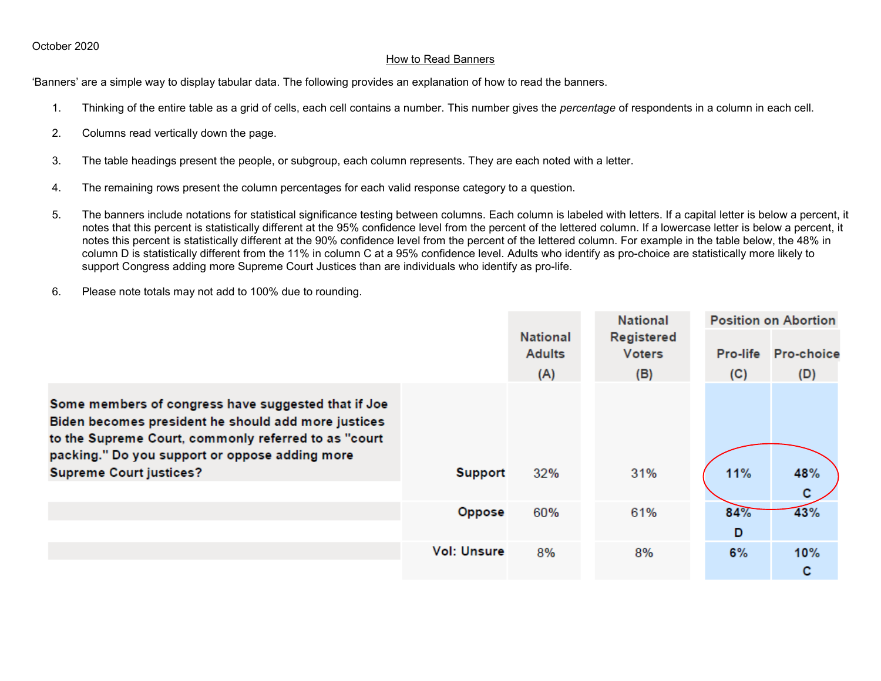October 2020

## How to Read Banners

'Banners' are a simple way to display tabular data. The following provides an explanation of how to read the banners.

1. Thinking of the entire table as a grid of cells, each cell contains a number. This number gives the *percentage* of respondents in a column in each cell.
2. Columns read vertically down the page.
3. The table headings present the people, or subgroup, each column represents. They are each noted with a letter.
4. The remaining rows present the column percentages for each valid response category to a question.
5. The banners include notations for statistical significance testing between columns. Each column is labeled with letters. If a capital letter is below a percent, it notes that this percent is statistically different at the 95% confidence level from the percent of the lettered column. If a lowercase letter is below a percent, it notes this percent is statistically different at the 90% confidence level from the percent of the lettered column. For example in the table below, the 48% in column D is statistically different from the 11% in column C at a 95% confidence level. Adults who identify as pro-choice are statistically more likely to support Congress adding more Supreme Court Justices than are individuals who identify as pro-life.
6. Please note totals may not add to 100% due to rounding.

| | | National Adults (A) | National Registered Voters (B) | Position on Abortion | |
|---|---|---|---|---|---|
| | | | | Pro-life (C) | Pro-choice (D) |
| **Some members of congress have suggested that if Joe Biden becomes president he should add more justices to the Supreme Court, commonly referred to as "court packing." Do you support or oppose adding more Supreme Court justices?** | **Support** | 32% | 31% | 11% | 48% C |
| | **Oppose** | 60% | 61% | 84% D | 43% |
| | **Vol: Unsure** | 8% | 8% | 6% | 10% C |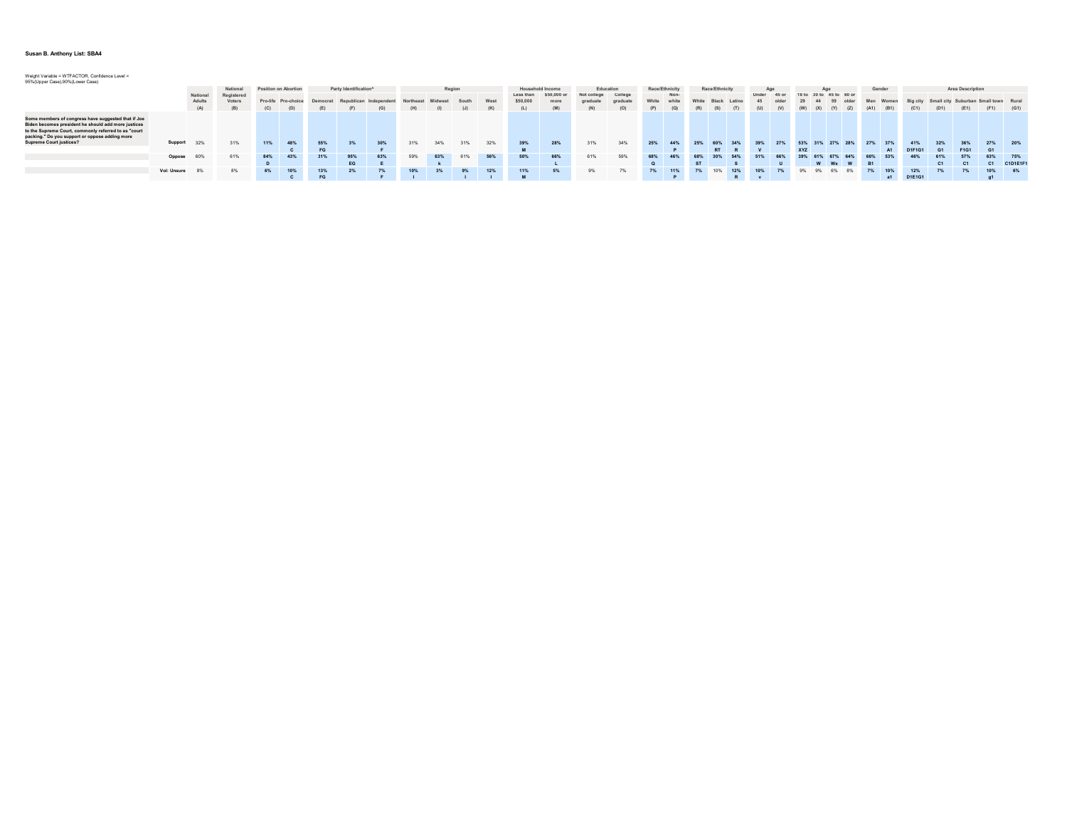**Susan B. Anthony List: SBA4**

Weight Variable = WTFACTOR, Confidence Level = 95%(Upper Case),90%(Lower Case)

| | | National Adults | National Registered Voters | Position on Abortion | | Party Identification^ | | | Region | | | | Household Income | | Education | | Race/Ethnicity | | Race/Ethnicity | | | Age | | Age | | | | Gender | | Area Description | | | | |
|---|---|---|---|---|---|---|---|---|---|---|---|---|---|---|---|---|---|---|---|---|---|---|---|---|---|---|---|---|---|---|---|---|---|---|
| | | | | Pro-life | Pro-choice | Democrat | Republican | Independent | Northeast | Midwest | South | West | Less than $50,000 | $50,000 or more | Not college graduate | College graduate | White | Non-white | White | Black | Latino | Under 45 | 45 or older | 18 to 29 | 30 to 44 | 45 to 59 | 60 or older | Men | Women | Big city | Small city | Suburban | Small town | Rural |
| | | (A) | (B) | (C) | (D) | (E) | (F) | (G) | (H) | (I) | (J) | (K) | (L) | (M) | (N) | (O) | (P) | (Q) | (R) | (S) | (T) | (U) | (V) | (W) | (X) | (Y) | (Z) | (A1) | (B1) | (C1) | (D1) | (E1) | (F1) | (G1) |
| Some members of congress have suggested that if Joe Biden becomes president he should add more justices to the Supreme Court, commonly referred to as "court packing." Do you support or oppose adding more Supreme Court justices? | Support | 32% | 31% | 11% | 48% C | 55% FG | 3% | 30% F | 31% | 34% | 31% | 32% | 39% M | 28% | 31% | 34% | 25% | 44% P | 25% | 60% RT | 34% R | 39% V | 27% | 53% XYZ | 31% | 27% | 28% | 27% | 37% A1 | 41% D1F1G1 | 32% G1 | 36% F1G1 | 27% G1 | 20% |
| | Oppose | 60% | 61% | 84% D | 43% | 31% | 95% EG | 63% E | 59% | 63% k | 61% | 56% | 50% | 66% L | 61% | 59% | 68% Q | 46% | 68% ST | 30% | 54% S | 51% | 66% U | 39% | 61% W | 67% Wx | 64% W | 66% B1 | 53% | 46% | 61% C1 | 57% C1 | 63% C1 | 75% C1D1E1F1 |
| | Vol: Unsure | 8% | 8% | 6% | 10% C | 13% FG | 2% | 7% F | 10% I | 3% | 9% I | 12% I | 11% M | 5% | 9% | 7% | 7% | 11% P | 7% | 10% | 12% R | 10% v | 7% | 9% | 9% | 6% | 8% | 7% | 10% a1 | 12% D1E1G1 | 7% | 7% | 10% g1 | 6% |